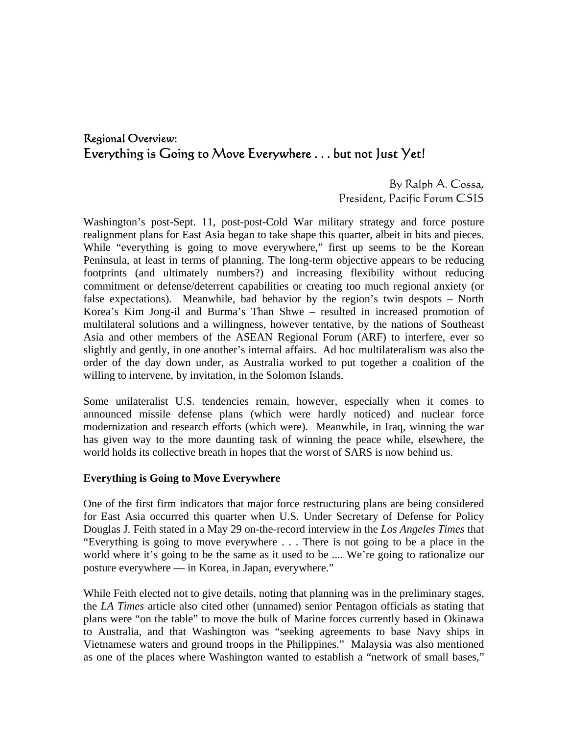# Regional Overview:
# Everything is Going to Move Everywhere . . . but not Just Yet!

By Ralph A. Cossa,
President, Pacific Forum CSIS

Washington's post-Sept. 11, post-post-Cold War military strategy and force posture realignment plans for East Asia began to take shape this quarter, albeit in bits and pieces. While "everything is going to move everywhere," first up seems to be the Korean Peninsula, at least in terms of planning. The long-term objective appears to be reducing footprints (and ultimately numbers?) and increasing flexibility without reducing commitment or defense/deterrent capabilities or creating too much regional anxiety (or false expectations). Meanwhile, bad behavior by the region's twin despots – North Korea's Kim Jong-il and Burma's Than Shwe – resulted in increased promotion of multilateral solutions and a willingness, however tentative, by the nations of Southeast Asia and other members of the ASEAN Regional Forum (ARF) to interfere, ever so slightly and gently, in one another's internal affairs. Ad hoc multilateralism was also the order of the day down under, as Australia worked to put together a coalition of the willing to intervene, by invitation, in the Solomon Islands.

Some unilateralist U.S. tendencies remain, however, especially when it comes to announced missile defense plans (which were hardly noticed) and nuclear force modernization and research efforts (which were). Meanwhile, in Iraq, winning the war has given way to the more daunting task of winning the peace while, elsewhere, the world holds its collective breath in hopes that the worst of SARS is now behind us.

**Everything is Going to Move Everywhere**

One of the first firm indicators that major force restructuring plans are being considered for East Asia occurred this quarter when U.S. Under Secretary of Defense for Policy Douglas J. Feith stated in a May 29 on-the-record interview in the *Los Angeles Times* that "Everything is going to move everywhere . . . There is not going to be a place in the world where it's going to be the same as it used to be .... We're going to rationalize our posture everywhere — in Korea, in Japan, everywhere."

While Feith elected not to give details, noting that planning was in the preliminary stages, the *LA Times* article also cited other (unnamed) senior Pentagon officials as stating that plans were "on the table" to move the bulk of Marine forces currently based in Okinawa to Australia, and that Washington was "seeking agreements to base Navy ships in Vietnamese waters and ground troops in the Philippines." Malaysia was also mentioned as one of the places where Washington wanted to establish a "network of small bases,"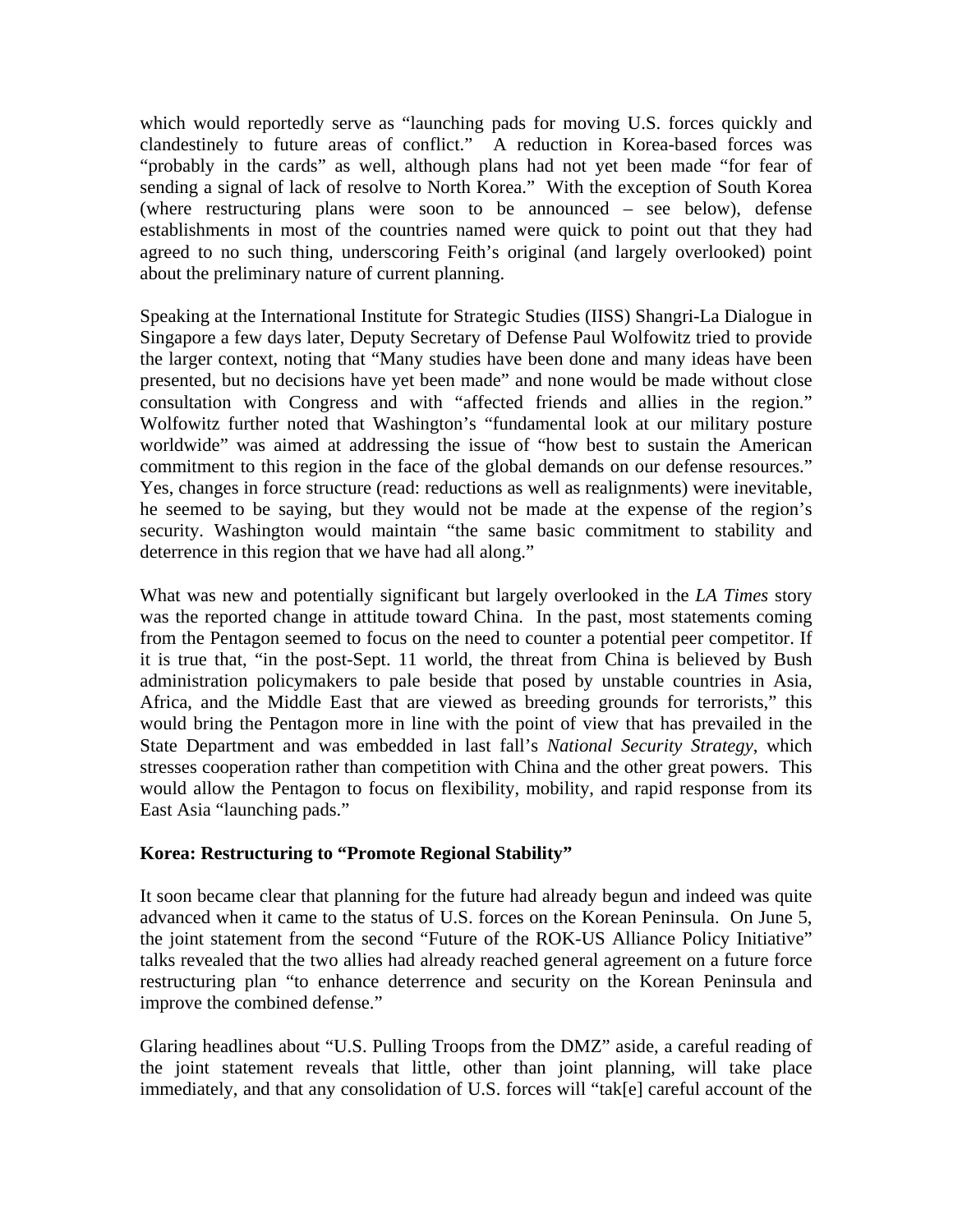which would reportedly serve as "launching pads for moving U.S. forces quickly and clandestinely to future areas of conflict." A reduction in Korea-based forces was "probably in the cards" as well, although plans had not yet been made "for fear of sending a signal of lack of resolve to North Korea." With the exception of South Korea (where restructuring plans were soon to be announced – see below), defense establishments in most of the countries named were quick to point out that they had agreed to no such thing, underscoring Feith's original (and largely overlooked) point about the preliminary nature of current planning.

Speaking at the International Institute for Strategic Studies (IISS) Shangri-La Dialogue in Singapore a few days later, Deputy Secretary of Defense Paul Wolfowitz tried to provide the larger context, noting that "Many studies have been done and many ideas have been presented, but no decisions have yet been made" and none would be made without close consultation with Congress and with "affected friends and allies in the region." Wolfowitz further noted that Washington's "fundamental look at our military posture worldwide" was aimed at addressing the issue of "how best to sustain the American commitment to this region in the face of the global demands on our defense resources." Yes, changes in force structure (read: reductions as well as realignments) were inevitable, he seemed to be saying, but they would not be made at the expense of the region's security. Washington would maintain "the same basic commitment to stability and deterrence in this region that we have had all along."

What was new and potentially significant but largely overlooked in the *LA Times* story was the reported change in attitude toward China. In the past, most statements coming from the Pentagon seemed to focus on the need to counter a potential peer competitor. If it is true that, "in the post-Sept. 11 world, the threat from China is believed by Bush administration policymakers to pale beside that posed by unstable countries in Asia, Africa, and the Middle East that are viewed as breeding grounds for terrorists," this would bring the Pentagon more in line with the point of view that has prevailed in the State Department and was embedded in last fall's *National Security Strategy*, which stresses cooperation rather than competition with China and the other great powers. This would allow the Pentagon to focus on flexibility, mobility, and rapid response from its East Asia "launching pads."

**Korea: Restructuring to "Promote Regional Stability"**

It soon became clear that planning for the future had already begun and indeed was quite advanced when it came to the status of U.S. forces on the Korean Peninsula. On June 5, the joint statement from the second "Future of the ROK-US Alliance Policy Initiative" talks revealed that the two allies had already reached general agreement on a future force restructuring plan "to enhance deterrence and security on the Korean Peninsula and improve the combined defense."

Glaring headlines about "U.S. Pulling Troops from the DMZ" aside, a careful reading of the joint statement reveals that little, other than joint planning, will take place immediately, and that any consolidation of U.S. forces will "tak[e] careful account of the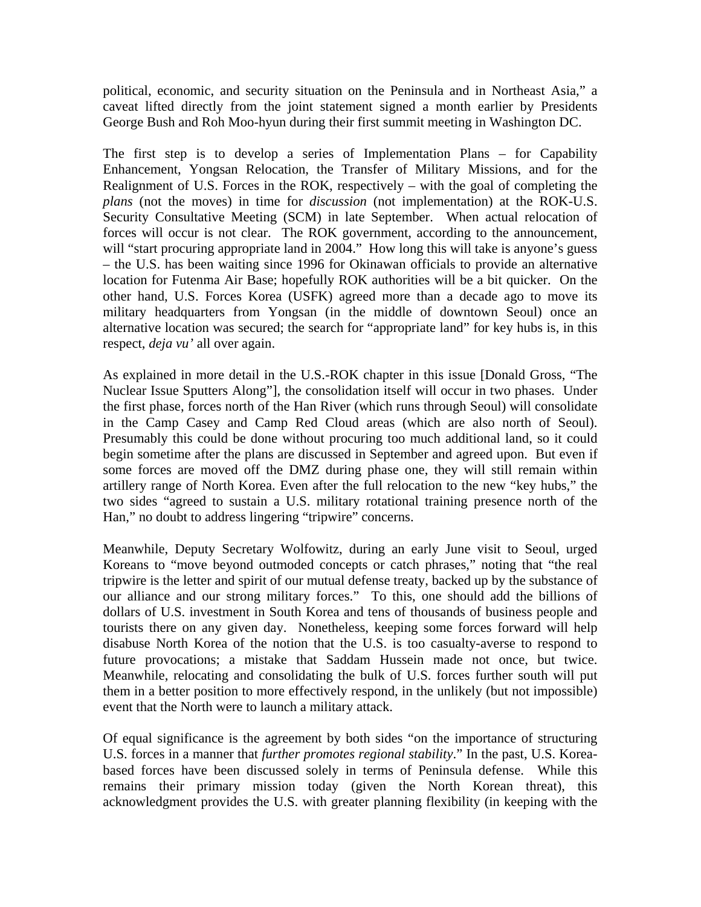political, economic, and security situation on the Peninsula and in Northeast Asia," a caveat lifted directly from the joint statement signed a month earlier by Presidents George Bush and Roh Moo-hyun during their first summit meeting in Washington DC.

The first step is to develop a series of Implementation Plans – for Capability Enhancement, Yongsan Relocation, the Transfer of Military Missions, and for the Realignment of U.S. Forces in the ROK, respectively – with the goal of completing the *plans* (not the moves) in time for *discussion* (not implementation) at the ROK-U.S. Security Consultative Meeting (SCM) in late September. When actual relocation of forces will occur is not clear. The ROK government, according to the announcement, will "start procuring appropriate land in 2004." How long this will take is anyone's guess – the U.S. has been waiting since 1996 for Okinawan officials to provide an alternative location for Futenma Air Base; hopefully ROK authorities will be a bit quicker. On the other hand, U.S. Forces Korea (USFK) agreed more than a decade ago to move its military headquarters from Yongsan (in the middle of downtown Seoul) once an alternative location was secured; the search for "appropriate land" for key hubs is, in this respect, *deja vu'* all over again.

As explained in more detail in the U.S.-ROK chapter in this issue [Donald Gross, "The Nuclear Issue Sputters Along"], the consolidation itself will occur in two phases. Under the first phase, forces north of the Han River (which runs through Seoul) will consolidate in the Camp Casey and Camp Red Cloud areas (which are also north of Seoul). Presumably this could be done without procuring too much additional land, so it could begin sometime after the plans are discussed in September and agreed upon. But even if some forces are moved off the DMZ during phase one, they will still remain within artillery range of North Korea. Even after the full relocation to the new "key hubs," the two sides "agreed to sustain a U.S. military rotational training presence north of the Han," no doubt to address lingering "tripwire" concerns.

Meanwhile, Deputy Secretary Wolfowitz, during an early June visit to Seoul, urged Koreans to "move beyond outmoded concepts or catch phrases," noting that "the real tripwire is the letter and spirit of our mutual defense treaty, backed up by the substance of our alliance and our strong military forces." To this, one should add the billions of dollars of U.S. investment in South Korea and tens of thousands of business people and tourists there on any given day. Nonetheless, keeping some forces forward will help disabuse North Korea of the notion that the U.S. is too casualty-averse to respond to future provocations; a mistake that Saddam Hussein made not once, but twice. Meanwhile, relocating and consolidating the bulk of U.S. forces further south will put them in a better position to more effectively respond, in the unlikely (but not impossible) event that the North were to launch a military attack.

Of equal significance is the agreement by both sides "on the importance of structuring U.S. forces in a manner that *further promotes regional stability*." In the past, U.S. Korea-based forces have been discussed solely in terms of Peninsula defense. While this remains their primary mission today (given the North Korean threat), this acknowledgment provides the U.S. with greater planning flexibility (in keeping with the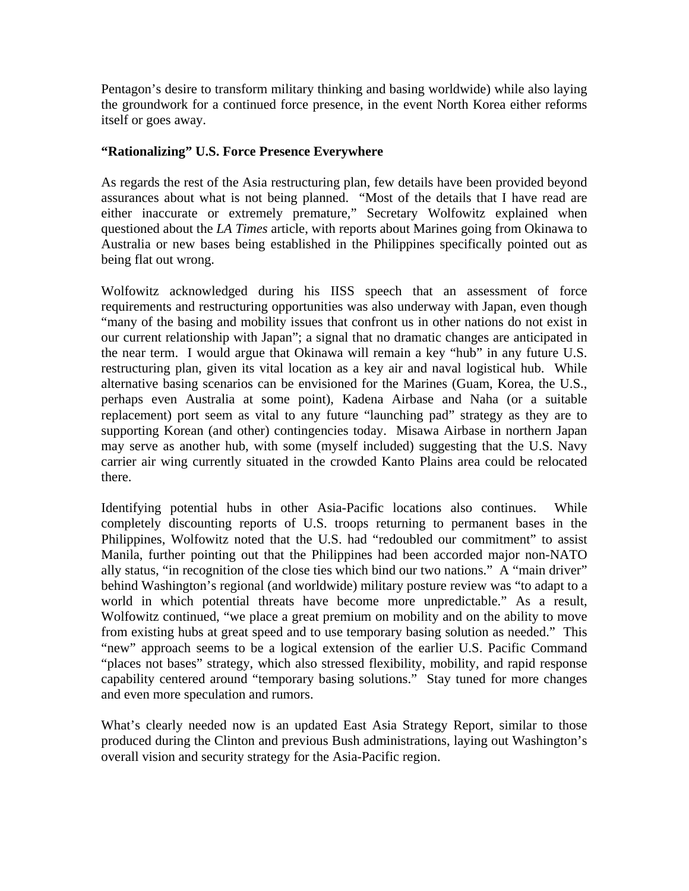Pentagon's desire to transform military thinking and basing worldwide) while also laying the groundwork for a continued force presence, in the event North Korea either reforms itself or goes away.

**"Rationalizing" U.S. Force Presence Everywhere**

As regards the rest of the Asia restructuring plan, few details have been provided beyond assurances about what is not being planned. "Most of the details that I have read are either inaccurate or extremely premature," Secretary Wolfowitz explained when questioned about the *LA Times* article, with reports about Marines going from Okinawa to Australia or new bases being established in the Philippines specifically pointed out as being flat out wrong.

Wolfowitz acknowledged during his IISS speech that an assessment of force requirements and restructuring opportunities was also underway with Japan, even though "many of the basing and mobility issues that confront us in other nations do not exist in our current relationship with Japan"; a signal that no dramatic changes are anticipated in the near term. I would argue that Okinawa will remain a key "hub" in any future U.S. restructuring plan, given its vital location as a key air and naval logistical hub. While alternative basing scenarios can be envisioned for the Marines (Guam, Korea, the U.S., perhaps even Australia at some point), Kadena Airbase and Naha (or a suitable replacement) port seem as vital to any future "launching pad" strategy as they are to supporting Korean (and other) contingencies today. Misawa Airbase in northern Japan may serve as another hub, with some (myself included) suggesting that the U.S. Navy carrier air wing currently situated in the crowded Kanto Plains area could be relocated there.

Identifying potential hubs in other Asia-Pacific locations also continues. While completely discounting reports of U.S. troops returning to permanent bases in the Philippines, Wolfowitz noted that the U.S. had "redoubled our commitment" to assist Manila, further pointing out that the Philippines had been accorded major non-NATO ally status, "in recognition of the close ties which bind our two nations." A "main driver" behind Washington's regional (and worldwide) military posture review was "to adapt to a world in which potential threats have become more unpredictable." As a result, Wolfowitz continued, "we place a great premium on mobility and on the ability to move from existing hubs at great speed and to use temporary basing solution as needed." This "new" approach seems to be a logical extension of the earlier U.S. Pacific Command "places not bases" strategy, which also stressed flexibility, mobility, and rapid response capability centered around "temporary basing solutions." Stay tuned for more changes and even more speculation and rumors.

What's clearly needed now is an updated East Asia Strategy Report, similar to those produced during the Clinton and previous Bush administrations, laying out Washington's overall vision and security strategy for the Asia-Pacific region.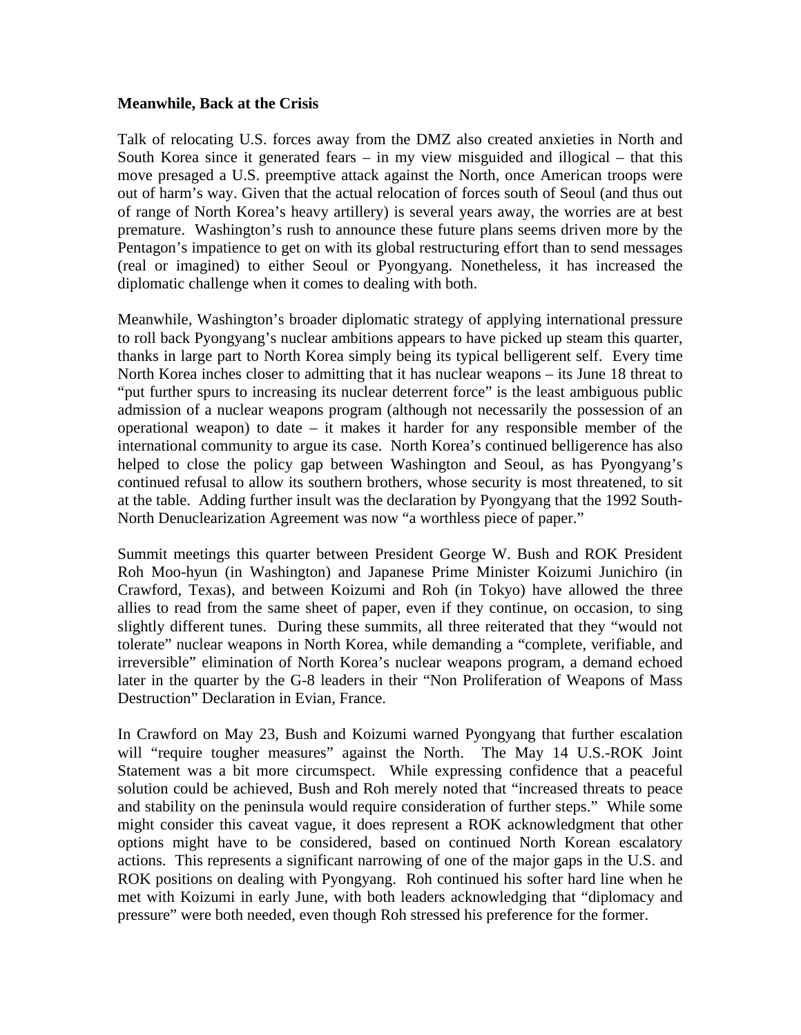**Meanwhile, Back at the Crisis**

Talk of relocating U.S. forces away from the DMZ also created anxieties in North and South Korea since it generated fears – in my view misguided and illogical – that this move presaged a U.S. preemptive attack against the North, once American troops were out of harm's way. Given that the actual relocation of forces south of Seoul (and thus out of range of North Korea's heavy artillery) is several years away, the worries are at best premature. Washington's rush to announce these future plans seems driven more by the Pentagon's impatience to get on with its global restructuring effort than to send messages (real or imagined) to either Seoul or Pyongyang. Nonetheless, it has increased the diplomatic challenge when it comes to dealing with both.

Meanwhile, Washington's broader diplomatic strategy of applying international pressure to roll back Pyongyang's nuclear ambitions appears to have picked up steam this quarter, thanks in large part to North Korea simply being its typical belligerent self. Every time North Korea inches closer to admitting that it has nuclear weapons – its June 18 threat to "put further spurs to increasing its nuclear deterrent force" is the least ambiguous public admission of a nuclear weapons program (although not necessarily the possession of an operational weapon) to date – it makes it harder for any responsible member of the international community to argue its case. North Korea's continued belligerence has also helped to close the policy gap between Washington and Seoul, as has Pyongyang's continued refusal to allow its southern brothers, whose security is most threatened, to sit at the table. Adding further insult was the declaration by Pyongyang that the 1992 South-North Denuclearization Agreement was now "a worthless piece of paper."

Summit meetings this quarter between President George W. Bush and ROK President Roh Moo-hyun (in Washington) and Japanese Prime Minister Koizumi Junichiro (in Crawford, Texas), and between Koizumi and Roh (in Tokyo) have allowed the three allies to read from the same sheet of paper, even if they continue, on occasion, to sing slightly different tunes. During these summits, all three reiterated that they "would not tolerate" nuclear weapons in North Korea, while demanding a "complete, verifiable, and irreversible" elimination of North Korea's nuclear weapons program, a demand echoed later in the quarter by the G-8 leaders in their "Non Proliferation of Weapons of Mass Destruction" Declaration in Evian, France.

In Crawford on May 23, Bush and Koizumi warned Pyongyang that further escalation will "require tougher measures" against the North. The May 14 U.S.-ROK Joint Statement was a bit more circumspect. While expressing confidence that a peaceful solution could be achieved, Bush and Roh merely noted that "increased threats to peace and stability on the peninsula would require consideration of further steps." While some might consider this caveat vague, it does represent a ROK acknowledgment that other options might have to be considered, based on continued North Korean escalatory actions. This represents a significant narrowing of one of the major gaps in the U.S. and ROK positions on dealing with Pyongyang. Roh continued his softer hard line when he met with Koizumi in early June, with both leaders acknowledging that "diplomacy and pressure" were both needed, even though Roh stressed his preference for the former.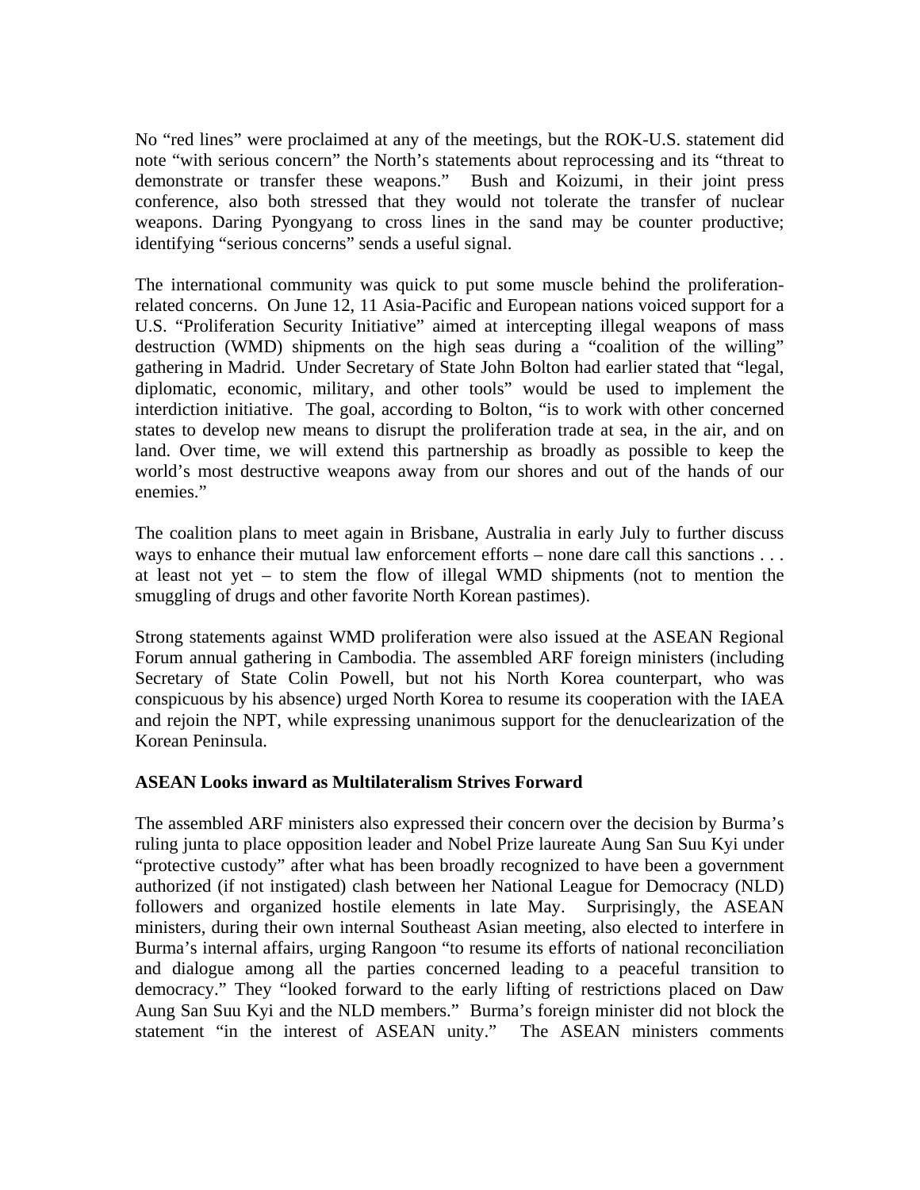No "red lines" were proclaimed at any of the meetings, but the ROK-U.S. statement did note "with serious concern" the North's statements about reprocessing and its "threat to demonstrate or transfer these weapons." Bush and Koizumi, in their joint press conference, also both stressed that they would not tolerate the transfer of nuclear weapons. Daring Pyongyang to cross lines in the sand may be counter productive; identifying "serious concerns" sends a useful signal.

The international community was quick to put some muscle behind the proliferation-related concerns. On June 12, 11 Asia-Pacific and European nations voiced support for a U.S. "Proliferation Security Initiative" aimed at intercepting illegal weapons of mass destruction (WMD) shipments on the high seas during a "coalition of the willing" gathering in Madrid. Under Secretary of State John Bolton had earlier stated that "legal, diplomatic, economic, military, and other tools" would be used to implement the interdiction initiative. The goal, according to Bolton, "is to work with other concerned states to develop new means to disrupt the proliferation trade at sea, in the air, and on land. Over time, we will extend this partnership as broadly as possible to keep the world's most destructive weapons away from our shores and out of the hands of our enemies."

The coalition plans to meet again in Brisbane, Australia in early July to further discuss ways to enhance their mutual law enforcement efforts – none dare call this sanctions . . . at least not yet – to stem the flow of illegal WMD shipments (not to mention the smuggling of drugs and other favorite North Korean pastimes).

Strong statements against WMD proliferation were also issued at the ASEAN Regional Forum annual gathering in Cambodia. The assembled ARF foreign ministers (including Secretary of State Colin Powell, but not his North Korea counterpart, who was conspicuous by his absence) urged North Korea to resume its cooperation with the IAEA and rejoin the NPT, while expressing unanimous support for the denuclearization of the Korean Peninsula.

**ASEAN Looks inward as Multilateralism Strives Forward**

The assembled ARF ministers also expressed their concern over the decision by Burma's ruling junta to place opposition leader and Nobel Prize laureate Aung San Suu Kyi under "protective custody" after what has been broadly recognized to have been a government authorized (if not instigated) clash between her National League for Democracy (NLD) followers and organized hostile elements in late May. Surprisingly, the ASEAN ministers, during their own internal Southeast Asian meeting, also elected to interfere in Burma's internal affairs, urging Rangoon "to resume its efforts of national reconciliation and dialogue among all the parties concerned leading to a peaceful transition to democracy." They "looked forward to the early lifting of restrictions placed on Daw Aung San Suu Kyi and the NLD members." Burma's foreign minister did not block the statement "in the interest of ASEAN unity." The ASEAN ministers comments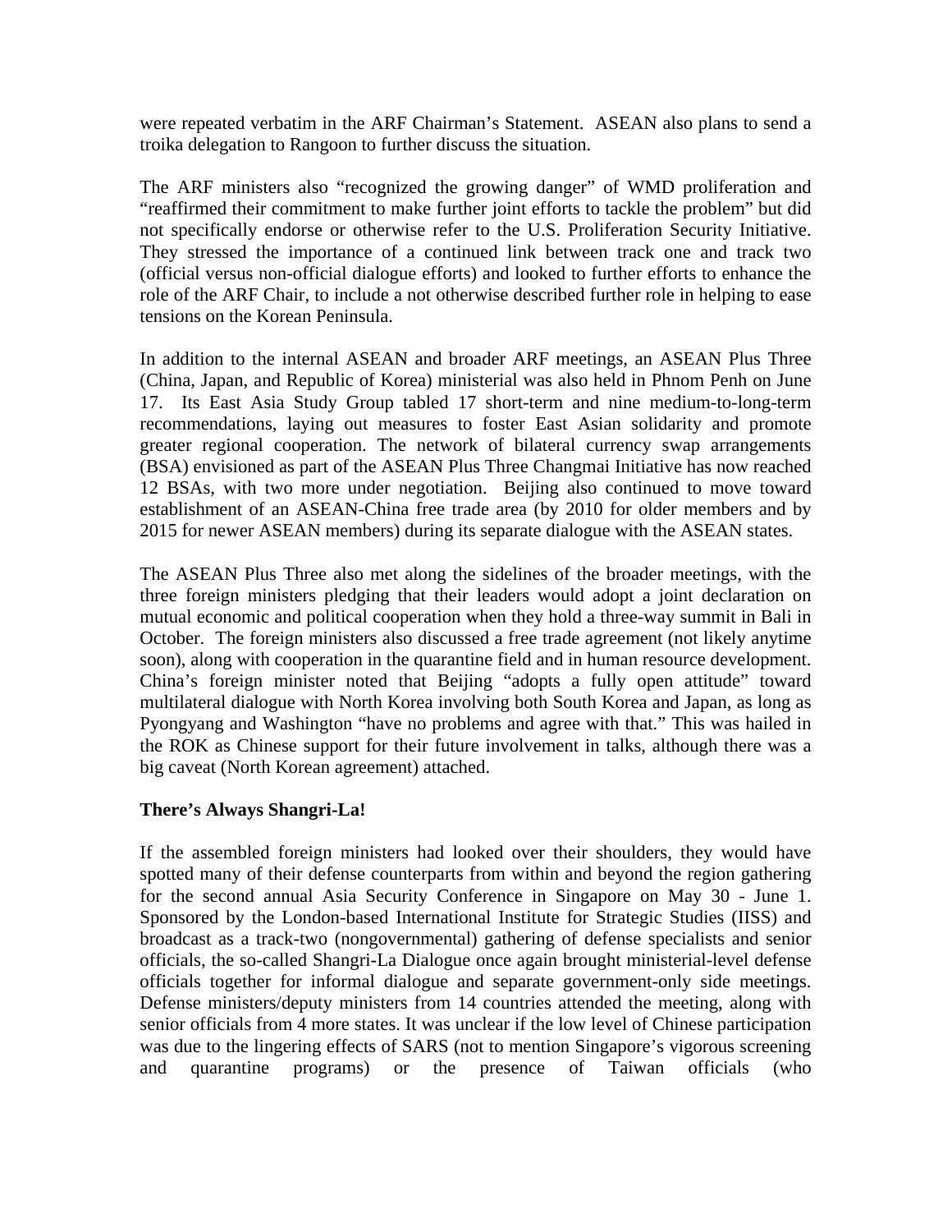were repeated verbatim in the ARF Chairman's Statement. ASEAN also plans to send a troika delegation to Rangoon to further discuss the situation.

The ARF ministers also "recognized the growing danger" of WMD proliferation and "reaffirmed their commitment to make further joint efforts to tackle the problem" but did not specifically endorse or otherwise refer to the U.S. Proliferation Security Initiative. They stressed the importance of a continued link between track one and track two (official versus non-official dialogue efforts) and looked to further efforts to enhance the role of the ARF Chair, to include a not otherwise described further role in helping to ease tensions on the Korean Peninsula.

In addition to the internal ASEAN and broader ARF meetings, an ASEAN Plus Three (China, Japan, and Republic of Korea) ministerial was also held in Phnom Penh on June 17. Its East Asia Study Group tabled 17 short-term and nine medium-to-long-term recommendations, laying out measures to foster East Asian solidarity and promote greater regional cooperation. The network of bilateral currency swap arrangements (BSA) envisioned as part of the ASEAN Plus Three Changmai Initiative has now reached 12 BSAs, with two more under negotiation. Beijing also continued to move toward establishment of an ASEAN-China free trade area (by 2010 for older members and by 2015 for newer ASEAN members) during its separate dialogue with the ASEAN states.

The ASEAN Plus Three also met along the sidelines of the broader meetings, with the three foreign ministers pledging that their leaders would adopt a joint declaration on mutual economic and political cooperation when they hold a three-way summit in Bali in October. The foreign ministers also discussed a free trade agreement (not likely anytime soon), along with cooperation in the quarantine field and in human resource development. China's foreign minister noted that Beijing "adopts a fully open attitude" toward multilateral dialogue with North Korea involving both South Korea and Japan, as long as Pyongyang and Washington "have no problems and agree with that." This was hailed in the ROK as Chinese support for their future involvement in talks, although there was a big caveat (North Korean agreement) attached.

**There's Always Shangri-La!**

If the assembled foreign ministers had looked over their shoulders, they would have spotted many of their defense counterparts from within and beyond the region gathering for the second annual Asia Security Conference in Singapore on May 30 - June 1. Sponsored by the London-based International Institute for Strategic Studies (IISS) and broadcast as a track-two (nongovernmental) gathering of defense specialists and senior officials, the so-called Shangri-La Dialogue once again brought ministerial-level defense officials together for informal dialogue and separate government-only side meetings. Defense ministers/deputy ministers from 14 countries attended the meeting, along with senior officials from 4 more states. It was unclear if the low level of Chinese participation was due to the lingering effects of SARS (not to mention Singapore's vigorous screening and quarantine programs) or the presence of Taiwan officials (who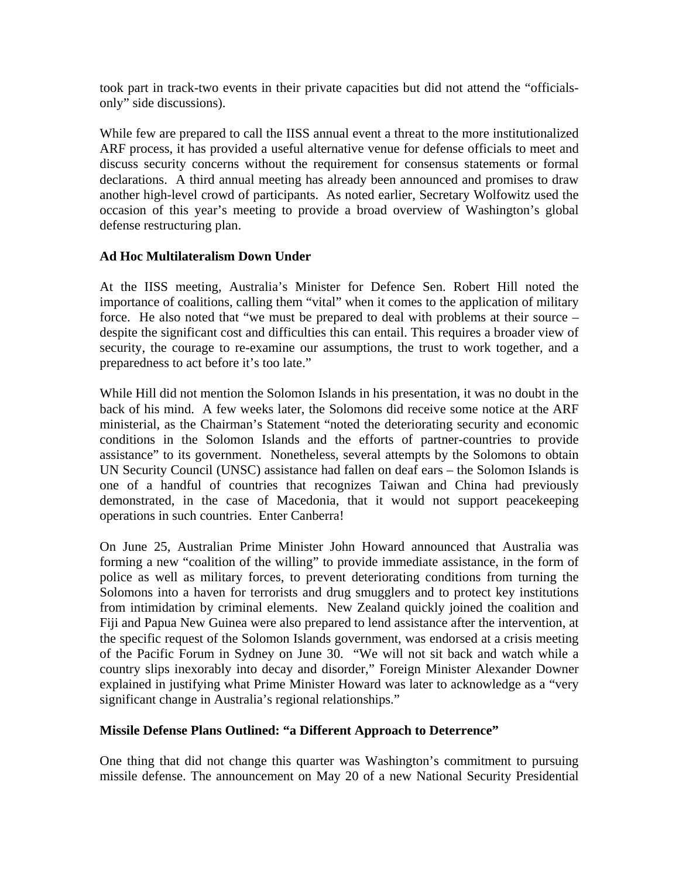took part in track-two events in their private capacities but did not attend the "officials-only" side discussions).

While few are prepared to call the IISS annual event a threat to the more institutionalized ARF process, it has provided a useful alternative venue for defense officials to meet and discuss security concerns without the requirement for consensus statements or formal declarations. A third annual meeting has already been announced and promises to draw another high-level crowd of participants. As noted earlier, Secretary Wolfowitz used the occasion of this year's meeting to provide a broad overview of Washington's global defense restructuring plan.

**Ad Hoc Multilateralism Down Under**

At the IISS meeting, Australia's Minister for Defence Sen. Robert Hill noted the importance of coalitions, calling them "vital" when it comes to the application of military force. He also noted that "we must be prepared to deal with problems at their source – despite the significant cost and difficulties this can entail. This requires a broader view of security, the courage to re-examine our assumptions, the trust to work together, and a preparedness to act before it's too late."

While Hill did not mention the Solomon Islands in his presentation, it was no doubt in the back of his mind. A few weeks later, the Solomons did receive some notice at the ARF ministerial, as the Chairman's Statement "noted the deteriorating security and economic conditions in the Solomon Islands and the efforts of partner-countries to provide assistance" to its government. Nonetheless, several attempts by the Solomons to obtain UN Security Council (UNSC) assistance had fallen on deaf ears – the Solomon Islands is one of a handful of countries that recognizes Taiwan and China had previously demonstrated, in the case of Macedonia, that it would not support peacekeeping operations in such countries. Enter Canberra!

On June 25, Australian Prime Minister John Howard announced that Australia was forming a new "coalition of the willing" to provide immediate assistance, in the form of police as well as military forces, to prevent deteriorating conditions from turning the Solomons into a haven for terrorists and drug smugglers and to protect key institutions from intimidation by criminal elements. New Zealand quickly joined the coalition and Fiji and Papua New Guinea were also prepared to lend assistance after the intervention, at the specific request of the Solomon Islands government, was endorsed at a crisis meeting of the Pacific Forum in Sydney on June 30. "We will not sit back and watch while a country slips inexorably into decay and disorder," Foreign Minister Alexander Downer explained in justifying what Prime Minister Howard was later to acknowledge as a "very significant change in Australia's regional relationships."

**Missile Defense Plans Outlined: "a Different Approach to Deterrence"**

One thing that did not change this quarter was Washington's commitment to pursuing missile defense. The announcement on May 20 of a new National Security Presidential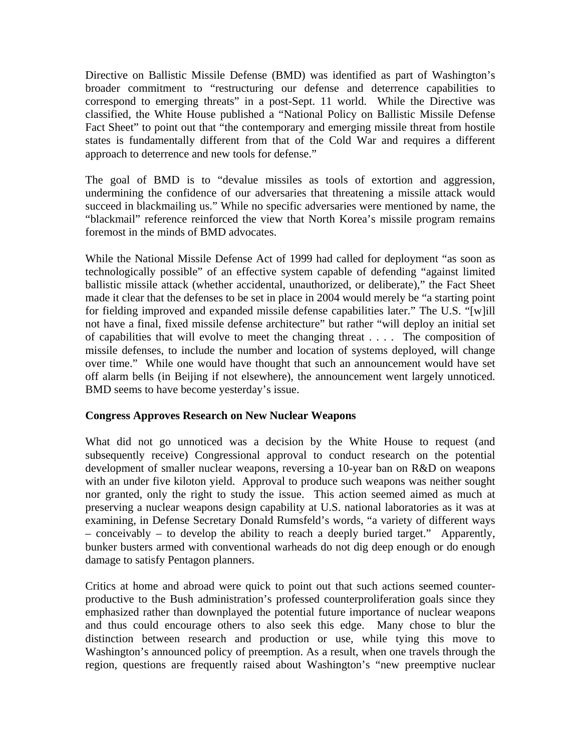Directive on Ballistic Missile Defense (BMD) was identified as part of Washington's broader commitment to "restructuring our defense and deterrence capabilities to correspond to emerging threats" in a post-Sept. 11 world. While the Directive was classified, the White House published a "National Policy on Ballistic Missile Defense Fact Sheet" to point out that "the contemporary and emerging missile threat from hostile states is fundamentally different from that of the Cold War and requires a different approach to deterrence and new tools for defense."

The goal of BMD is to "devalue missiles as tools of extortion and aggression, undermining the confidence of our adversaries that threatening a missile attack would succeed in blackmailing us." While no specific adversaries were mentioned by name, the "blackmail" reference reinforced the view that North Korea's missile program remains foremost in the minds of BMD advocates.

While the National Missile Defense Act of 1999 had called for deployment "as soon as technologically possible" of an effective system capable of defending "against limited ballistic missile attack (whether accidental, unauthorized, or deliberate)," the Fact Sheet made it clear that the defenses to be set in place in 2004 would merely be "a starting point for fielding improved and expanded missile defense capabilities later." The U.S. "[w]ill not have a final, fixed missile defense architecture" but rather "will deploy an initial set of capabilities that will evolve to meet the changing threat . . . . The composition of missile defenses, to include the number and location of systems deployed, will change over time." While one would have thought that such an announcement would have set off alarm bells (in Beijing if not elsewhere), the announcement went largely unnoticed. BMD seems to have become yesterday's issue.

**Congress Approves Research on New Nuclear Weapons**

What did not go unnoticed was a decision by the White House to request (and subsequently receive) Congressional approval to conduct research on the potential development of smaller nuclear weapons, reversing a 10-year ban on R&D on weapons with an under five kiloton yield. Approval to produce such weapons was neither sought nor granted, only the right to study the issue. This action seemed aimed as much at preserving a nuclear weapons design capability at U.S. national laboratories as it was at examining, in Defense Secretary Donald Rumsfeld's words, "a variety of different ways – conceivably – to develop the ability to reach a deeply buried target." Apparently, bunker busters armed with conventional warheads do not dig deep enough or do enough damage to satisfy Pentagon planners.

Critics at home and abroad were quick to point out that such actions seemed counter-productive to the Bush administration's professed counterproliferation goals since they emphasized rather than downplayed the potential future importance of nuclear weapons and thus could encourage others to also seek this edge. Many chose to blur the distinction between research and production or use, while tying this move to Washington's announced policy of preemption. As a result, when one travels through the region, questions are frequently raised about Washington's "new preemptive nuclear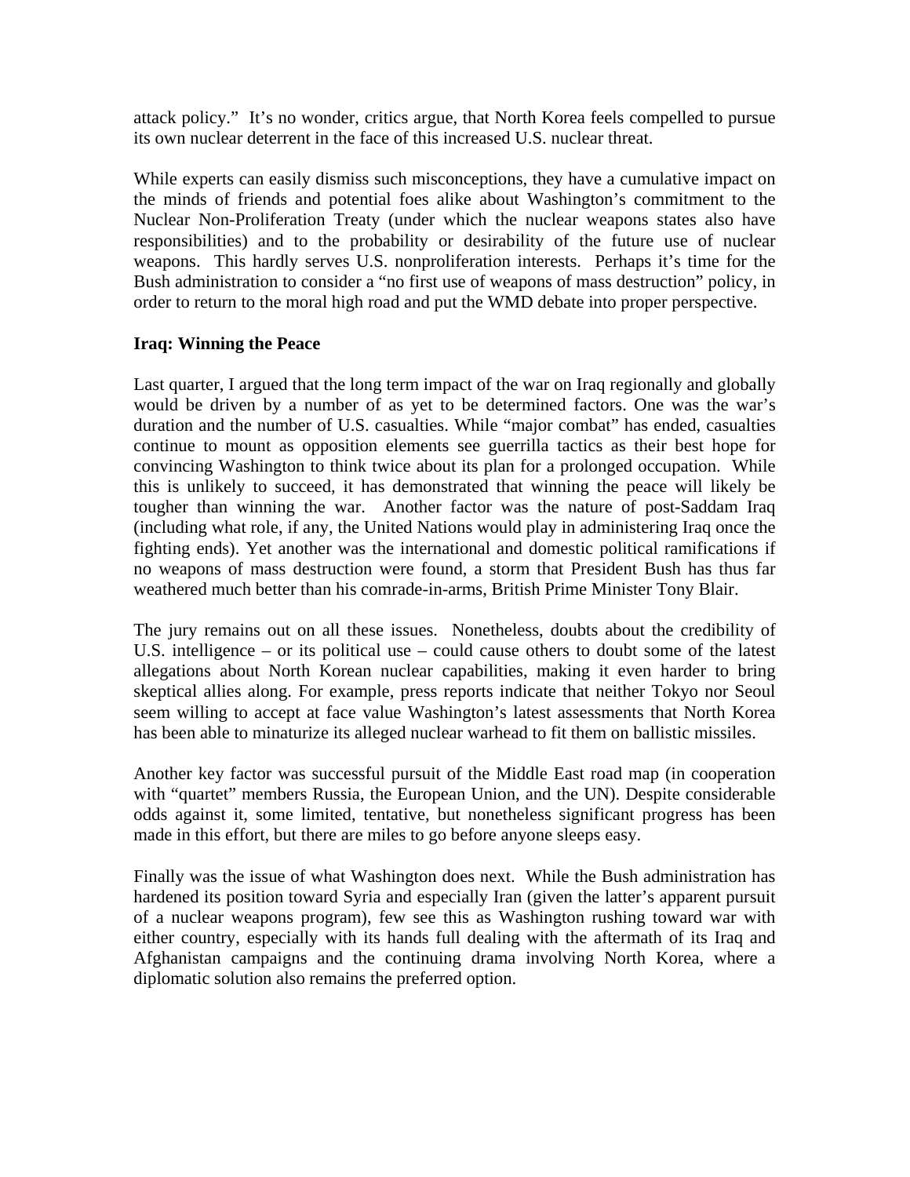attack policy." It's no wonder, critics argue, that North Korea feels compelled to pursue its own nuclear deterrent in the face of this increased U.S. nuclear threat.

While experts can easily dismiss such misconceptions, they have a cumulative impact on the minds of friends and potential foes alike about Washington's commitment to the Nuclear Non-Proliferation Treaty (under which the nuclear weapons states also have responsibilities) and to the probability or desirability of the future use of nuclear weapons. This hardly serves U.S. nonproliferation interests. Perhaps it's time for the Bush administration to consider a "no first use of weapons of mass destruction" policy, in order to return to the moral high road and put the WMD debate into proper perspective.

**Iraq: Winning the Peace**

Last quarter, I argued that the long term impact of the war on Iraq regionally and globally would be driven by a number of as yet to be determined factors. One was the war's duration and the number of U.S. casualties. While "major combat" has ended, casualties continue to mount as opposition elements see guerrilla tactics as their best hope for convincing Washington to think twice about its plan for a prolonged occupation. While this is unlikely to succeed, it has demonstrated that winning the peace will likely be tougher than winning the war. Another factor was the nature of post-Saddam Iraq (including what role, if any, the United Nations would play in administering Iraq once the fighting ends). Yet another was the international and domestic political ramifications if no weapons of mass destruction were found, a storm that President Bush has thus far weathered much better than his comrade-in-arms, British Prime Minister Tony Blair.

The jury remains out on all these issues. Nonetheless, doubts about the credibility of U.S. intelligence – or its political use – could cause others to doubt some of the latest allegations about North Korean nuclear capabilities, making it even harder to bring skeptical allies along. For example, press reports indicate that neither Tokyo nor Seoul seem willing to accept at face value Washington's latest assessments that North Korea has been able to minaturize its alleged nuclear warhead to fit them on ballistic missiles.

Another key factor was successful pursuit of the Middle East road map (in cooperation with "quartet" members Russia, the European Union, and the UN). Despite considerable odds against it, some limited, tentative, but nonetheless significant progress has been made in this effort, but there are miles to go before anyone sleeps easy.

Finally was the issue of what Washington does next. While the Bush administration has hardened its position toward Syria and especially Iran (given the latter's apparent pursuit of a nuclear weapons program), few see this as Washington rushing toward war with either country, especially with its hands full dealing with the aftermath of its Iraq and Afghanistan campaigns and the continuing drama involving North Korea, where a diplomatic solution also remains the preferred option.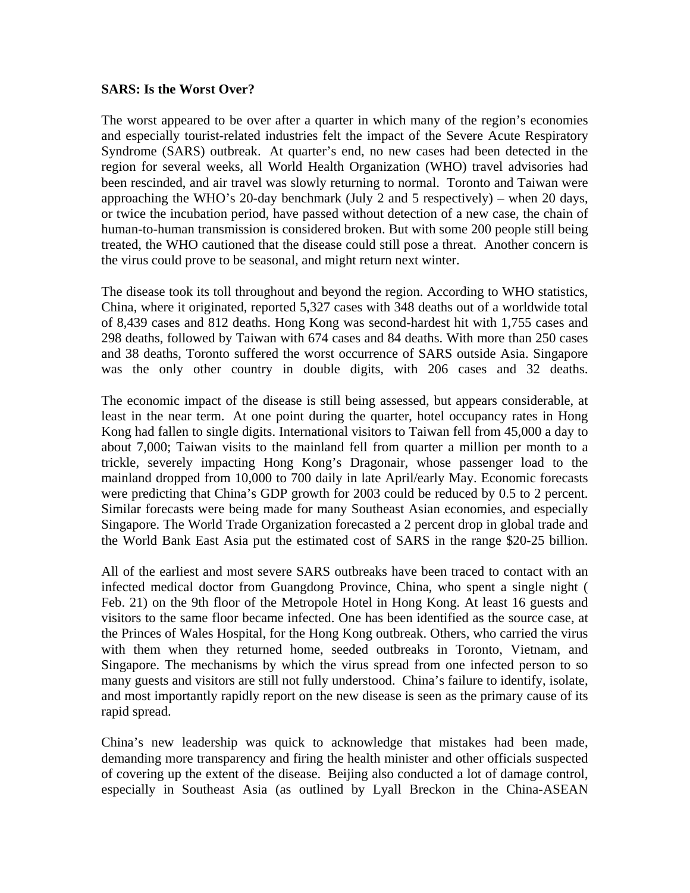**SARS: Is the Worst Over?**

The worst appeared to be over after a quarter in which many of the region's economies and especially tourist-related industries felt the impact of the Severe Acute Respiratory Syndrome (SARS) outbreak. At quarter's end, no new cases had been detected in the region for several weeks, all World Health Organization (WHO) travel advisories had been rescinded, and air travel was slowly returning to normal. Toronto and Taiwan were approaching the WHO's 20-day benchmark (July 2 and 5 respectively) – when 20 days, or twice the incubation period, have passed without detection of a new case, the chain of human-to-human transmission is considered broken. But with some 200 people still being treated, the WHO cautioned that the disease could still pose a threat. Another concern is the virus could prove to be seasonal, and might return next winter.

The disease took its toll throughout and beyond the region. According to WHO statistics, China, where it originated, reported 5,327 cases with 348 deaths out of a worldwide total of 8,439 cases and 812 deaths. Hong Kong was second-hardest hit with 1,755 cases and 298 deaths, followed by Taiwan with 674 cases and 84 deaths. With more than 250 cases and 38 deaths, Toronto suffered the worst occurrence of SARS outside Asia. Singapore was the only other country in double digits, with 206 cases and 32 deaths.

The economic impact of the disease is still being assessed, but appears considerable, at least in the near term. At one point during the quarter, hotel occupancy rates in Hong Kong had fallen to single digits. International visitors to Taiwan fell from 45,000 a day to about 7,000; Taiwan visits to the mainland fell from quarter a million per month to a trickle, severely impacting Hong Kong's Dragonair, whose passenger load to the mainland dropped from 10,000 to 700 daily in late April/early May. Economic forecasts were predicting that China's GDP growth for 2003 could be reduced by 0.5 to 2 percent. Similar forecasts were being made for many Southeast Asian economies, and especially Singapore. The World Trade Organization forecasted a 2 percent drop in global trade and the World Bank East Asia put the estimated cost of SARS in the range $20-25 billion.

All of the earliest and most severe SARS outbreaks have been traced to contact with an infected medical doctor from Guangdong Province, China, who spent a single night ( Feb. 21) on the 9th floor of the Metropole Hotel in Hong Kong. At least 16 guests and visitors to the same floor became infected. One has been identified as the source case, at the Princes of Wales Hospital, for the Hong Kong outbreak. Others, who carried the virus with them when they returned home, seeded outbreaks in Toronto, Vietnam, and Singapore. The mechanisms by which the virus spread from one infected person to so many guests and visitors are still not fully understood. China's failure to identify, isolate, and most importantly rapidly report on the new disease is seen as the primary cause of its rapid spread.

China's new leadership was quick to acknowledge that mistakes had been made, demanding more transparency and firing the health minister and other officials suspected of covering up the extent of the disease. Beijing also conducted a lot of damage control, especially in Southeast Asia (as outlined by Lyall Breckon in the China-ASEAN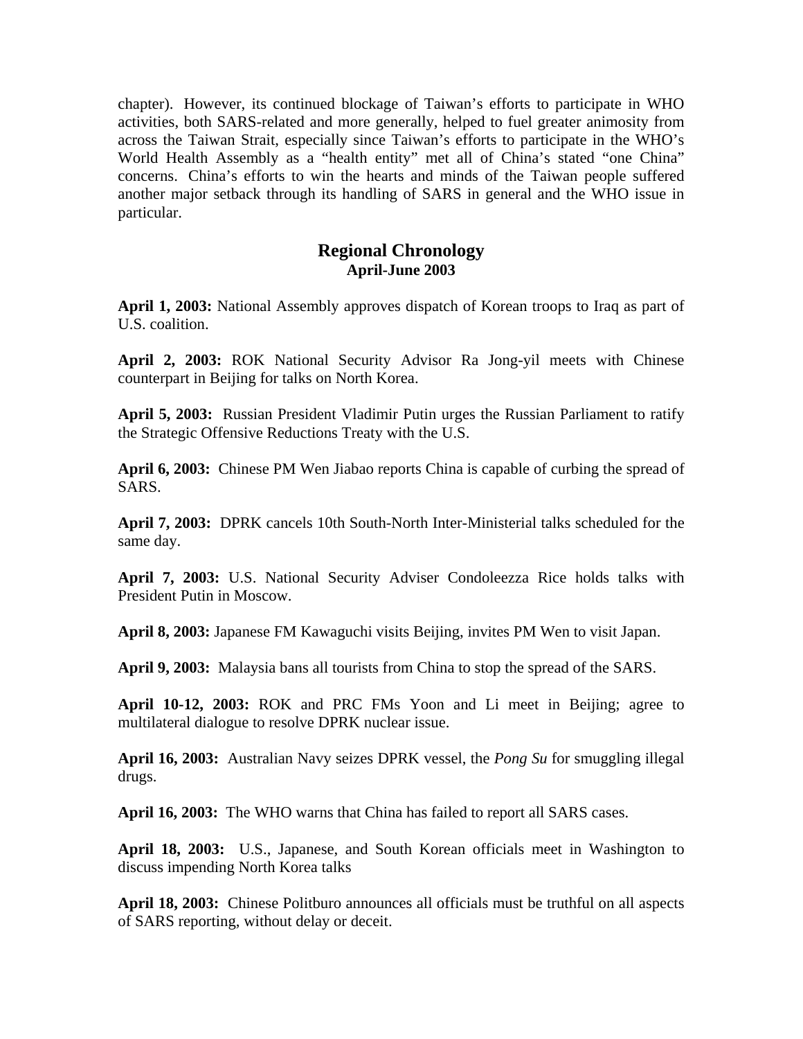chapter). However, its continued blockage of Taiwan's efforts to participate in WHO activities, both SARS-related and more generally, helped to fuel greater animosity from across the Taiwan Strait, especially since Taiwan's efforts to participate in the WHO's World Health Assembly as a "health entity" met all of China's stated "one China" concerns. China's efforts to win the hearts and minds of the Taiwan people suffered another major setback through its handling of SARS in general and the WHO issue in particular.

## Regional Chronology
### April-June 2003

**April 1, 2003:** National Assembly approves dispatch of Korean troops to Iraq as part of U.S. coalition.

**April 2, 2003:** ROK National Security Advisor Ra Jong-yil meets with Chinese counterpart in Beijing for talks on North Korea.

**April 5, 2003:** Russian President Vladimir Putin urges the Russian Parliament to ratify the Strategic Offensive Reductions Treaty with the U.S.

**April 6, 2003:** Chinese PM Wen Jiabao reports China is capable of curbing the spread of SARS.

**April 7, 2003:** DPRK cancels 10th South-North Inter-Ministerial talks scheduled for the same day.

**April 7, 2003:** U.S. National Security Adviser Condoleezza Rice holds talks with President Putin in Moscow.

**April 8, 2003:** Japanese FM Kawaguchi visits Beijing, invites PM Wen to visit Japan.

**April 9, 2003:** Malaysia bans all tourists from China to stop the spread of the SARS.

**April 10-12, 2003:** ROK and PRC FMs Yoon and Li meet in Beijing; agree to multilateral dialogue to resolve DPRK nuclear issue.

**April 16, 2003:** Australian Navy seizes DPRK vessel, the *Pong Su* for smuggling illegal drugs.

**April 16, 2003:** The WHO warns that China has failed to report all SARS cases.

**April 18, 2003:** U.S., Japanese, and South Korean officials meet in Washington to discuss impending North Korea talks

**April 18, 2003:** Chinese Politburo announces all officials must be truthful on all aspects of SARS reporting, without delay or deceit.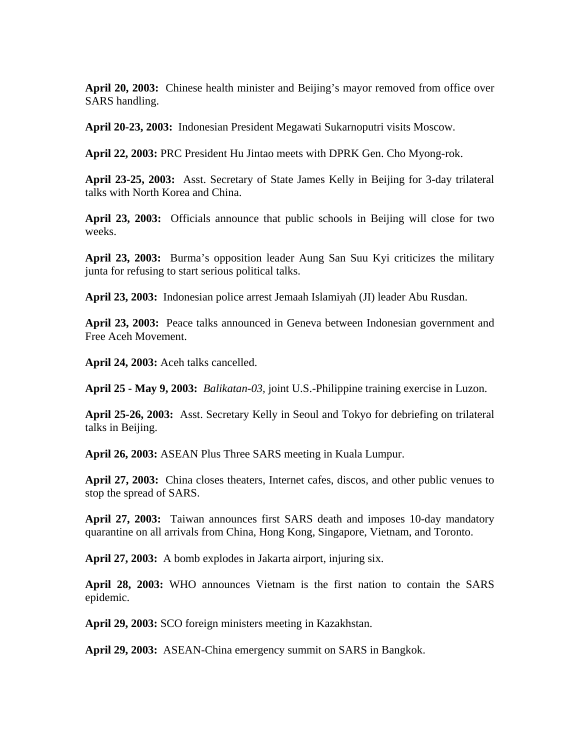**April 20, 2003:** Chinese health minister and Beijing's mayor removed from office over SARS handling.

**April 20-23, 2003:** Indonesian President Megawati Sukarnoputri visits Moscow.

**April 22, 2003:** PRC President Hu Jintao meets with DPRK Gen. Cho Myong-rok.

**April 23-25, 2003:** Asst. Secretary of State James Kelly in Beijing for 3-day trilateral talks with North Korea and China.

**April 23, 2003:** Officials announce that public schools in Beijing will close for two weeks.

**April 23, 2003:** Burma's opposition leader Aung San Suu Kyi criticizes the military junta for refusing to start serious political talks.

**April 23, 2003:** Indonesian police arrest Jemaah Islamiyah (JI) leader Abu Rusdan.

**April 23, 2003:** Peace talks announced in Geneva between Indonesian government and Free Aceh Movement.

**April 24, 2003:** Aceh talks cancelled.

**April 25 - May 9, 2003:** *Balikatan-03,* joint U.S.-Philippine training exercise in Luzon.

**April 25-26, 2003:** Asst. Secretary Kelly in Seoul and Tokyo for debriefing on trilateral talks in Beijing.

**April 26, 2003:** ASEAN Plus Three SARS meeting in Kuala Lumpur.

**April 27, 2003:** China closes theaters, Internet cafes, discos, and other public venues to stop the spread of SARS.

**April 27, 2003:** Taiwan announces first SARS death and imposes 10-day mandatory quarantine on all arrivals from China, Hong Kong, Singapore, Vietnam, and Toronto.

**April 27, 2003:** A bomb explodes in Jakarta airport, injuring six.

**April 28, 2003:** WHO announces Vietnam is the first nation to contain the SARS epidemic.

**April 29, 2003:** SCO foreign ministers meeting in Kazakhstan.

**April 29, 2003:** ASEAN-China emergency summit on SARS in Bangkok.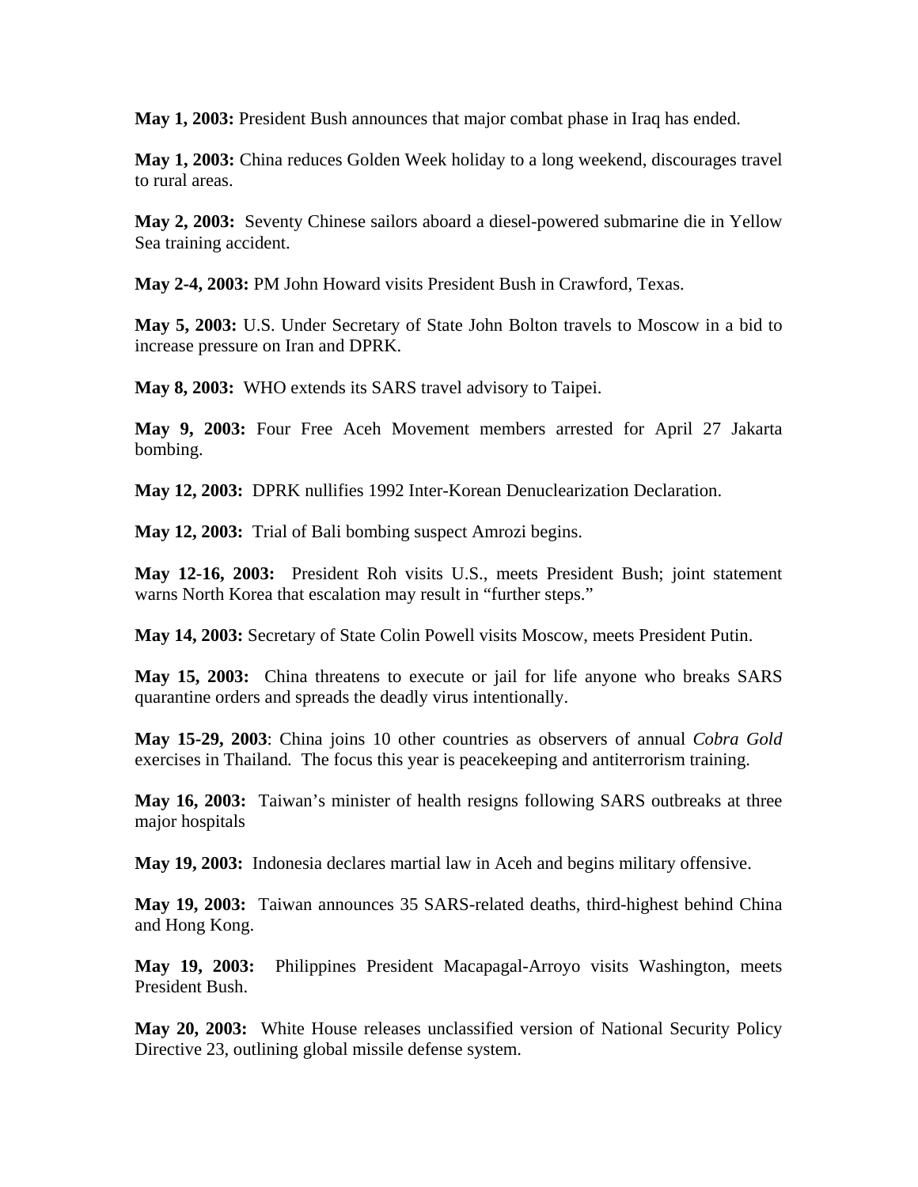**May 1, 2003:** President Bush announces that major combat phase in Iraq has ended.

**May 1, 2003:** China reduces Golden Week holiday to a long weekend, discourages travel to rural areas.

**May 2, 2003:** Seventy Chinese sailors aboard a diesel-powered submarine die in Yellow Sea training accident.

**May 2-4, 2003:** PM John Howard visits President Bush in Crawford, Texas.

**May 5, 2003:** U.S. Under Secretary of State John Bolton travels to Moscow in a bid to increase pressure on Iran and DPRK.

**May 8, 2003:** WHO extends its SARS travel advisory to Taipei.

**May 9, 2003:** Four Free Aceh Movement members arrested for April 27 Jakarta bombing.

**May 12, 2003:** DPRK nullifies 1992 Inter-Korean Denuclearization Declaration.

**May 12, 2003:** Trial of Bali bombing suspect Amrozi begins.

**May 12-16, 2003:** President Roh visits U.S., meets President Bush; joint statement warns North Korea that escalation may result in "further steps."

**May 14, 2003:** Secretary of State Colin Powell visits Moscow, meets President Putin.

**May 15, 2003:** China threatens to execute or jail for life anyone who breaks SARS quarantine orders and spreads the deadly virus intentionally.

**May 15-29, 2003**: China joins 10 other countries as observers of annual *Cobra Gold* exercises in Thailand. The focus this year is peacekeeping and antiterrorism training.

**May 16, 2003:** Taiwan's minister of health resigns following SARS outbreaks at three major hospitals

**May 19, 2003:** Indonesia declares martial law in Aceh and begins military offensive.

**May 19, 2003:** Taiwan announces 35 SARS-related deaths, third-highest behind China and Hong Kong.

**May 19, 2003:** Philippines President Macapagal-Arroyo visits Washington, meets President Bush.

**May 20, 2003:** White House releases unclassified version of National Security Policy Directive 23, outlining global missile defense system.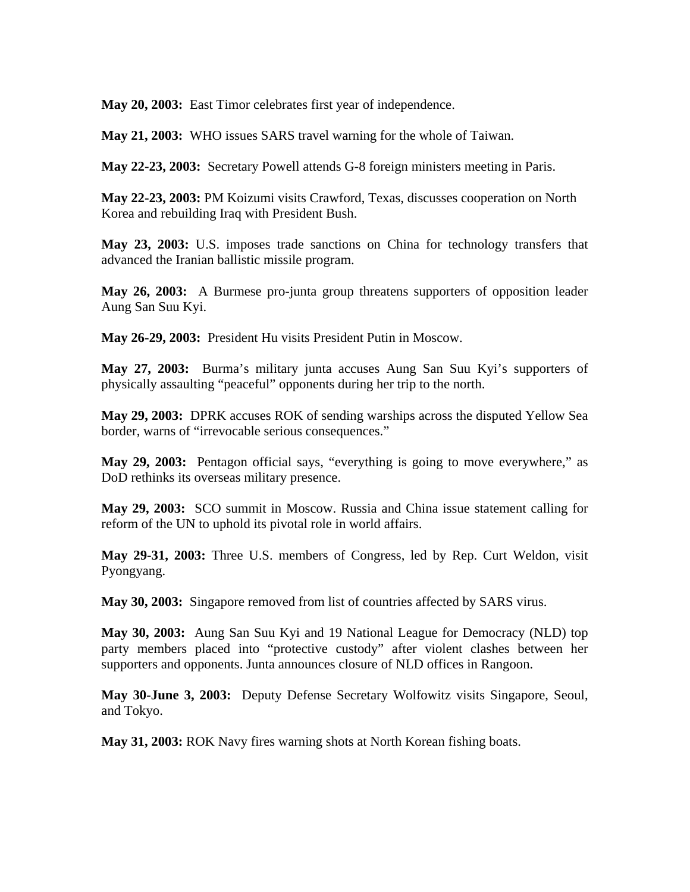**May 20, 2003:** East Timor celebrates first year of independence.

**May 21, 2003:** WHO issues SARS travel warning for the whole of Taiwan.

**May 22-23, 2003:** Secretary Powell attends G-8 foreign ministers meeting in Paris.

**May 22-23, 2003:** PM Koizumi visits Crawford, Texas, discusses cooperation on North Korea and rebuilding Iraq with President Bush.

**May 23, 2003:** U.S. imposes trade sanctions on China for technology transfers that advanced the Iranian ballistic missile program.

**May 26, 2003:** A Burmese pro-junta group threatens supporters of opposition leader Aung San Suu Kyi.

**May 26-29, 2003:** President Hu visits President Putin in Moscow.

**May 27, 2003:** Burma's military junta accuses Aung San Suu Kyi's supporters of physically assaulting "peaceful" opponents during her trip to the north.

**May 29, 2003:** DPRK accuses ROK of sending warships across the disputed Yellow Sea border, warns of "irrevocable serious consequences."

**May 29, 2003:** Pentagon official says, "everything is going to move everywhere," as DoD rethinks its overseas military presence.

**May 29, 2003:** SCO summit in Moscow. Russia and China issue statement calling for reform of the UN to uphold its pivotal role in world affairs.

**May 29-31, 2003:** Three U.S. members of Congress, led by Rep. Curt Weldon, visit Pyongyang.

**May 30, 2003:** Singapore removed from list of countries affected by SARS virus.

**May 30, 2003:** Aung San Suu Kyi and 19 National League for Democracy (NLD) top party members placed into "protective custody" after violent clashes between her supporters and opponents. Junta announces closure of NLD offices in Rangoon.

**May 30-June 3, 2003:** Deputy Defense Secretary Wolfowitz visits Singapore, Seoul, and Tokyo.

**May 31, 2003:** ROK Navy fires warning shots at North Korean fishing boats.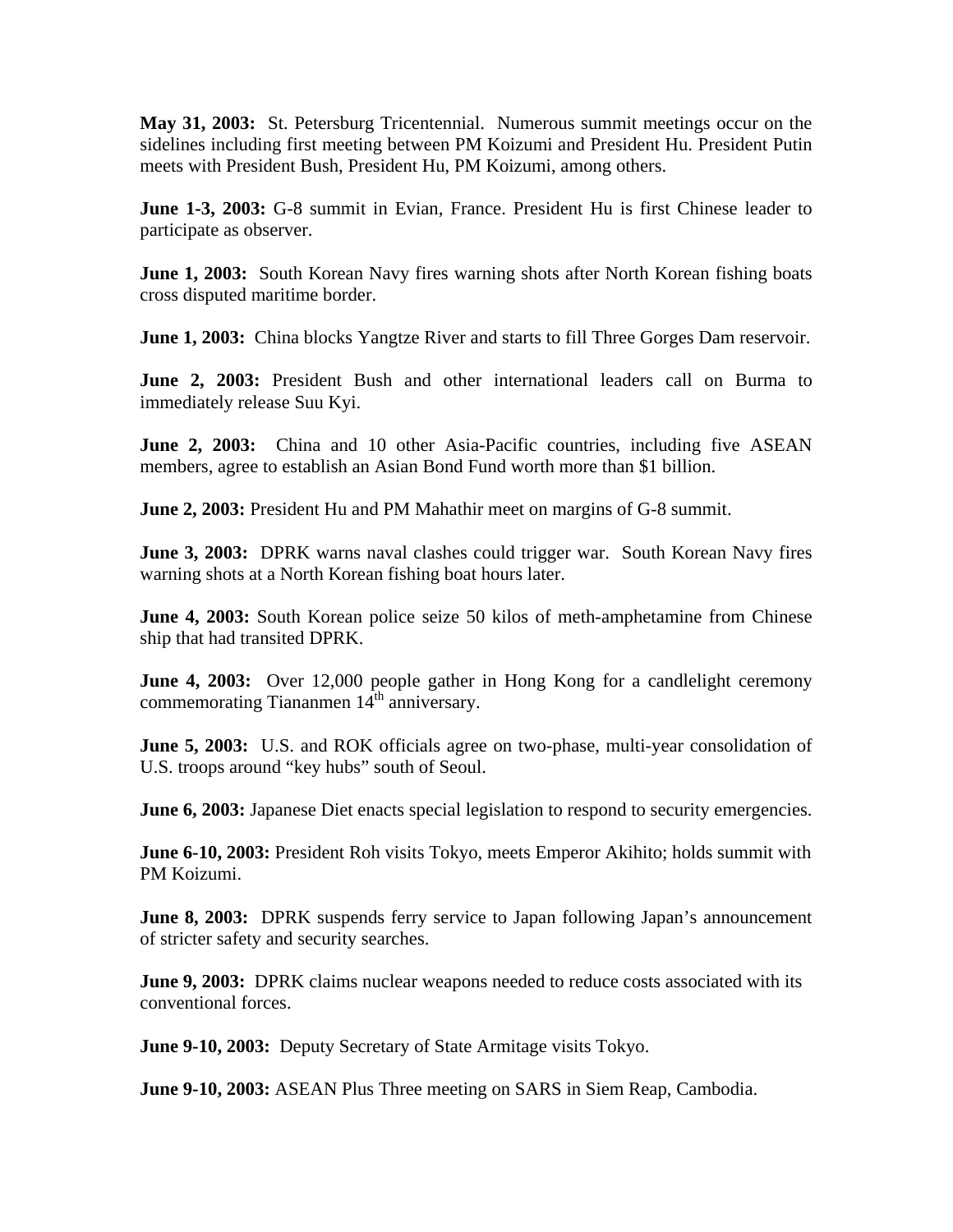**May 31, 2003:** St. Petersburg Tricentennial. Numerous summit meetings occur on the sidelines including first meeting between PM Koizumi and President Hu. President Putin meets with President Bush, President Hu, PM Koizumi, among others.

**June 1-3, 2003:** G-8 summit in Evian, France. President Hu is first Chinese leader to participate as observer.

**June 1, 2003:** South Korean Navy fires warning shots after North Korean fishing boats cross disputed maritime border.

**June 1, 2003:** China blocks Yangtze River and starts to fill Three Gorges Dam reservoir.

**June 2, 2003:** President Bush and other international leaders call on Burma to immediately release Suu Kyi.

**June 2, 2003:** China and 10 other Asia-Pacific countries, including five ASEAN members, agree to establish an Asian Bond Fund worth more than $1 billion.

**June 2, 2003:** President Hu and PM Mahathir meet on margins of G-8 summit.

**June 3, 2003:** DPRK warns naval clashes could trigger war. South Korean Navy fires warning shots at a North Korean fishing boat hours later.

**June 4, 2003:** South Korean police seize 50 kilos of meth-amphetamine from Chinese ship that had transited DPRK.

**June 4, 2003:** Over 12,000 people gather in Hong Kong for a candlelight ceremony commemorating Tiananmen 14th anniversary.

**June 5, 2003:** U.S. and ROK officials agree on two-phase, multi-year consolidation of U.S. troops around "key hubs" south of Seoul.

**June 6, 2003:** Japanese Diet enacts special legislation to respond to security emergencies.

**June 6-10, 2003:** President Roh visits Tokyo, meets Emperor Akihito; holds summit with PM Koizumi.

**June 8, 2003:** DPRK suspends ferry service to Japan following Japan's announcement of stricter safety and security searches.

**June 9, 2003:** DPRK claims nuclear weapons needed to reduce costs associated with its conventional forces.

**June 9-10, 2003:** Deputy Secretary of State Armitage visits Tokyo.

**June 9-10, 2003:** ASEAN Plus Three meeting on SARS in Siem Reap, Cambodia.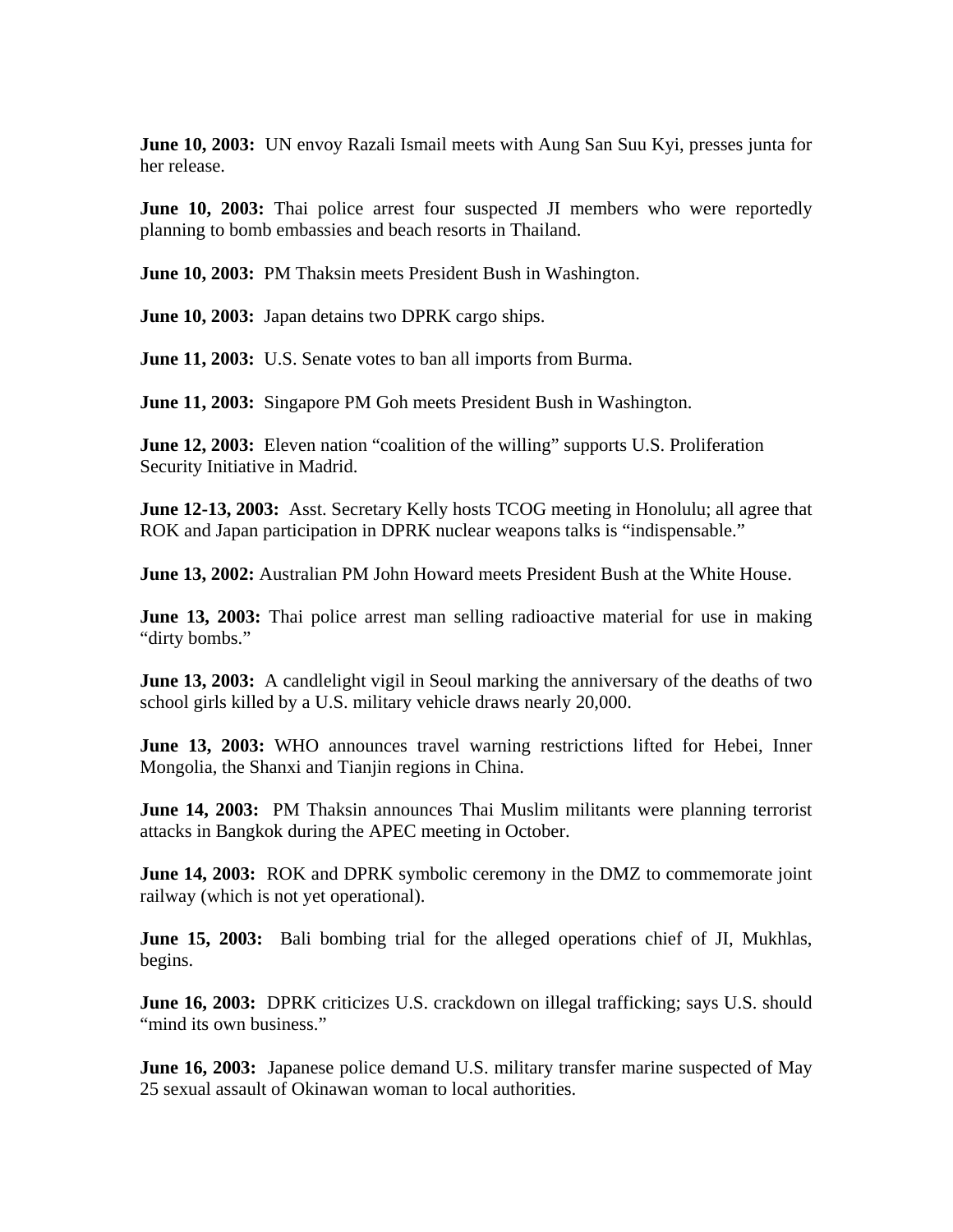**June 10, 2003:** UN envoy Razali Ismail meets with Aung San Suu Kyi, presses junta for her release.

**June 10, 2003:** Thai police arrest four suspected JI members who were reportedly planning to bomb embassies and beach resorts in Thailand.

**June 10, 2003:** PM Thaksin meets President Bush in Washington.

**June 10, 2003:** Japan detains two DPRK cargo ships.

**June 11, 2003:** U.S. Senate votes to ban all imports from Burma.

**June 11, 2003:** Singapore PM Goh meets President Bush in Washington.

**June 12, 2003:** Eleven nation "coalition of the willing" supports U.S. Proliferation Security Initiative in Madrid.

**June 12-13, 2003:** Asst. Secretary Kelly hosts TCOG meeting in Honolulu; all agree that ROK and Japan participation in DPRK nuclear weapons talks is "indispensable."

**June 13, 2002:** Australian PM John Howard meets President Bush at the White House.

**June 13, 2003:** Thai police arrest man selling radioactive material for use in making "dirty bombs."

**June 13, 2003:** A candlelight vigil in Seoul marking the anniversary of the deaths of two school girls killed by a U.S. military vehicle draws nearly 20,000.

**June 13, 2003:** WHO announces travel warning restrictions lifted for Hebei, Inner Mongolia, the Shanxi and Tianjin regions in China.

**June 14, 2003:** PM Thaksin announces Thai Muslim militants were planning terrorist attacks in Bangkok during the APEC meeting in October.

**June 14, 2003:** ROK and DPRK symbolic ceremony in the DMZ to commemorate joint railway (which is not yet operational).

**June 15, 2003:** Bali bombing trial for the alleged operations chief of JI, Mukhlas, begins.

**June 16, 2003:** DPRK criticizes U.S. crackdown on illegal trafficking; says U.S. should "mind its own business."

**June 16, 2003:** Japanese police demand U.S. military transfer marine suspected of May 25 sexual assault of Okinawan woman to local authorities.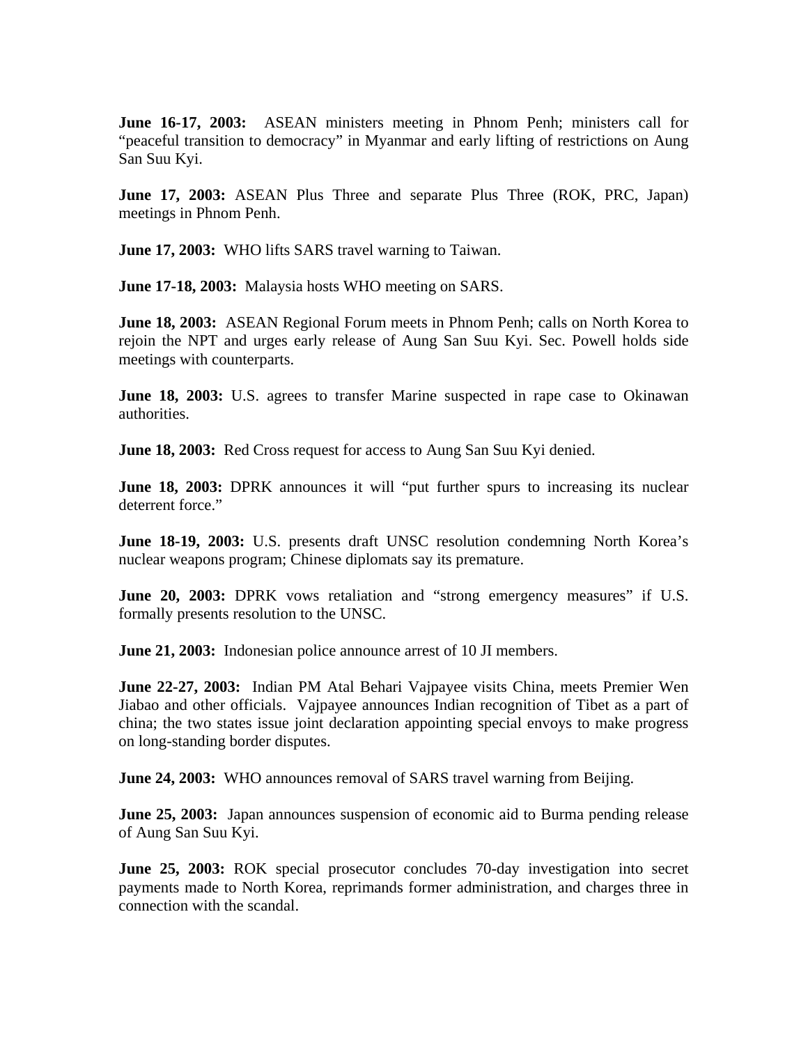**June 16-17, 2003:** ASEAN ministers meeting in Phnom Penh; ministers call for "peaceful transition to democracy" in Myanmar and early lifting of restrictions on Aung San Suu Kyi.

**June 17, 2003:** ASEAN Plus Three and separate Plus Three (ROK, PRC, Japan) meetings in Phnom Penh.

**June 17, 2003:** WHO lifts SARS travel warning to Taiwan.

**June 17-18, 2003:** Malaysia hosts WHO meeting on SARS.

**June 18, 2003:** ASEAN Regional Forum meets in Phnom Penh; calls on North Korea to rejoin the NPT and urges early release of Aung San Suu Kyi. Sec. Powell holds side meetings with counterparts.

**June 18, 2003:** U.S. agrees to transfer Marine suspected in rape case to Okinawan authorities.

**June 18, 2003:** Red Cross request for access to Aung San Suu Kyi denied.

**June 18, 2003:** DPRK announces it will "put further spurs to increasing its nuclear deterrent force."

**June 18-19, 2003:** U.S. presents draft UNSC resolution condemning North Korea's nuclear weapons program; Chinese diplomats say its premature.

**June 20, 2003:** DPRK vows retaliation and "strong emergency measures" if U.S. formally presents resolution to the UNSC.

**June 21, 2003:** Indonesian police announce arrest of 10 JI members.

**June 22-27, 2003:** Indian PM Atal Behari Vajpayee visits China, meets Premier Wen Jiabao and other officials. Vajpayee announces Indian recognition of Tibet as a part of china; the two states issue joint declaration appointing special envoys to make progress on long-standing border disputes.

**June 24, 2003:** WHO announces removal of SARS travel warning from Beijing.

**June 25, 2003:** Japan announces suspension of economic aid to Burma pending release of Aung San Suu Kyi.

**June 25, 2003:** ROK special prosecutor concludes 70-day investigation into secret payments made to North Korea, reprimands former administration, and charges three in connection with the scandal.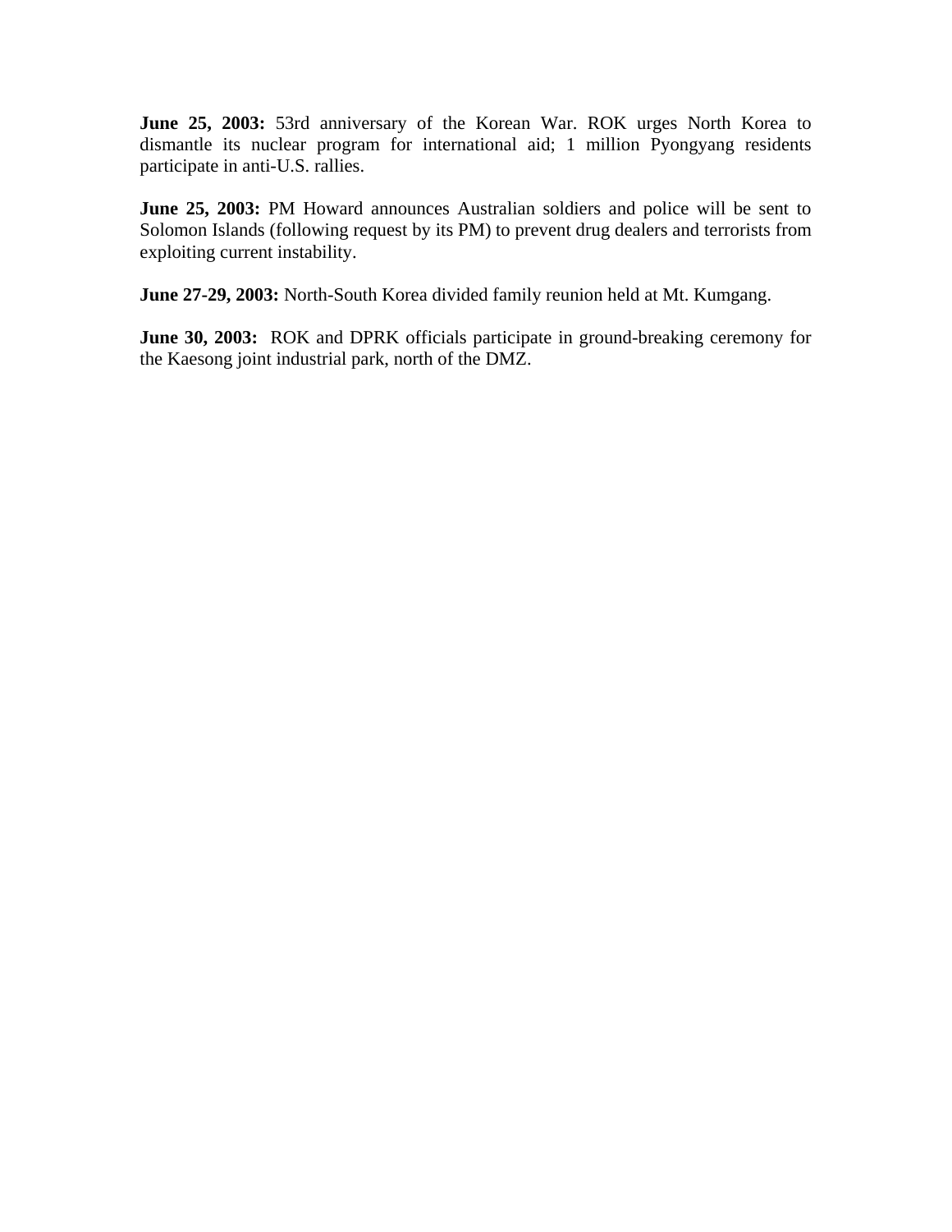**June 25, 2003:** 53rd anniversary of the Korean War. ROK urges North Korea to dismantle its nuclear program for international aid; 1 million Pyongyang residents participate in anti-U.S. rallies.

**June 25, 2003:** PM Howard announces Australian soldiers and police will be sent to Solomon Islands (following request by its PM) to prevent drug dealers and terrorists from exploiting current instability.

**June 27-29, 2003:** North-South Korea divided family reunion held at Mt. Kumgang.

**June 30, 2003:** ROK and DPRK officials participate in ground-breaking ceremony for the Kaesong joint industrial park, north of the DMZ.